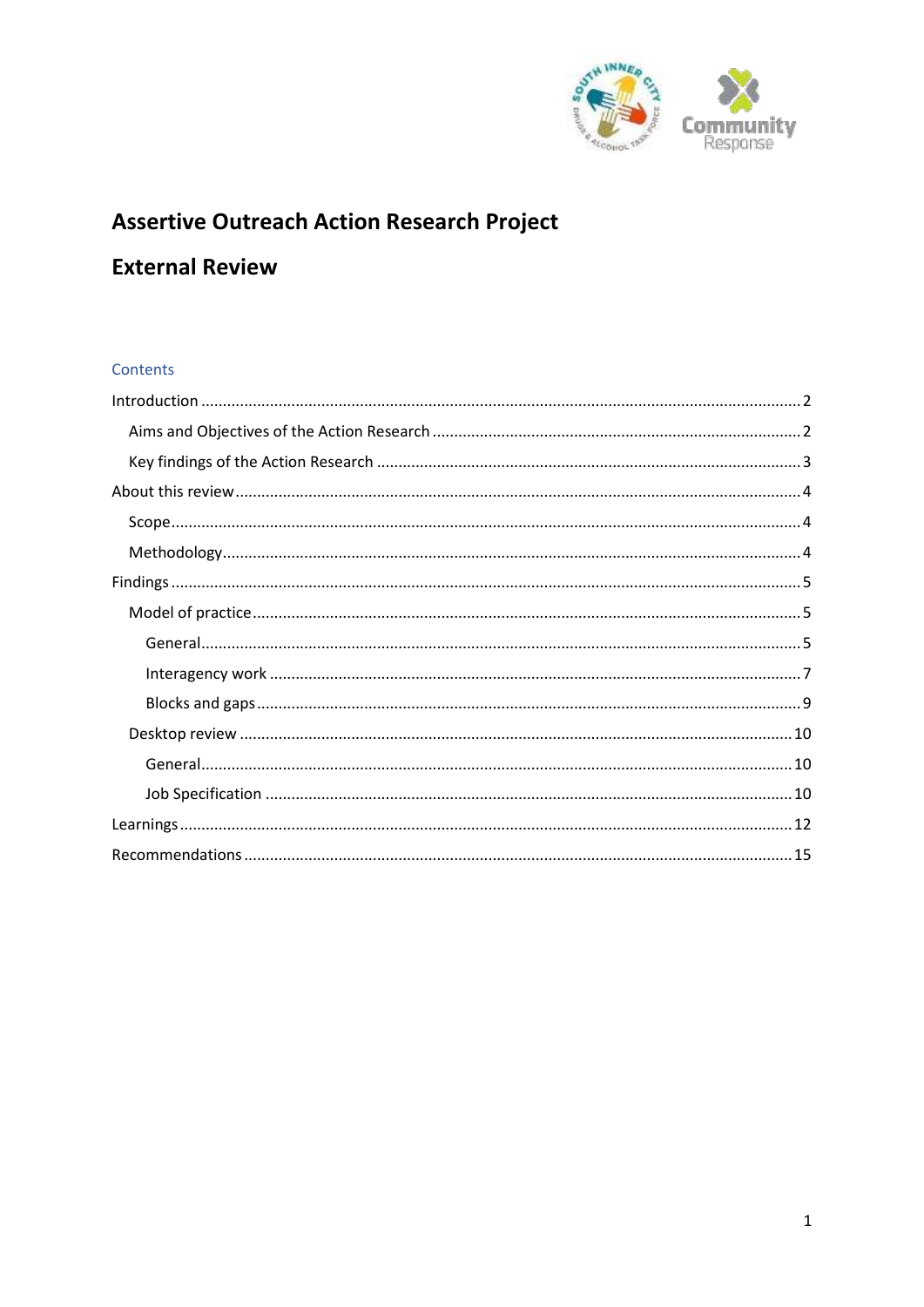# Assertive Outreach Action Research Project

# External Review

Contents

Introduction ........................................................................................................................................ 2

Aims and Objectives of the Action Research .................................................................................... 2

Key findings of the Action Research ................................................................................................. 3

About this review ................................................................................................................................. 4

Scope .............................................................................................................................................. 4

Methodology ................................................................................................................................... 4

Findings ................................................................................................................................................ 5

Model of practice ............................................................................................................................ 5

General ........................................................................................................................................ 5

Interagency work ......................................................................................................................... 7

Blocks and gaps ........................................................................................................................... 9

Desktop review .............................................................................................................................. 10

General ...................................................................................................................................... 10

Job Specification ........................................................................................................................ 10

Learnings ............................................................................................................................................ 12

Recommendations ............................................................................................................................. 15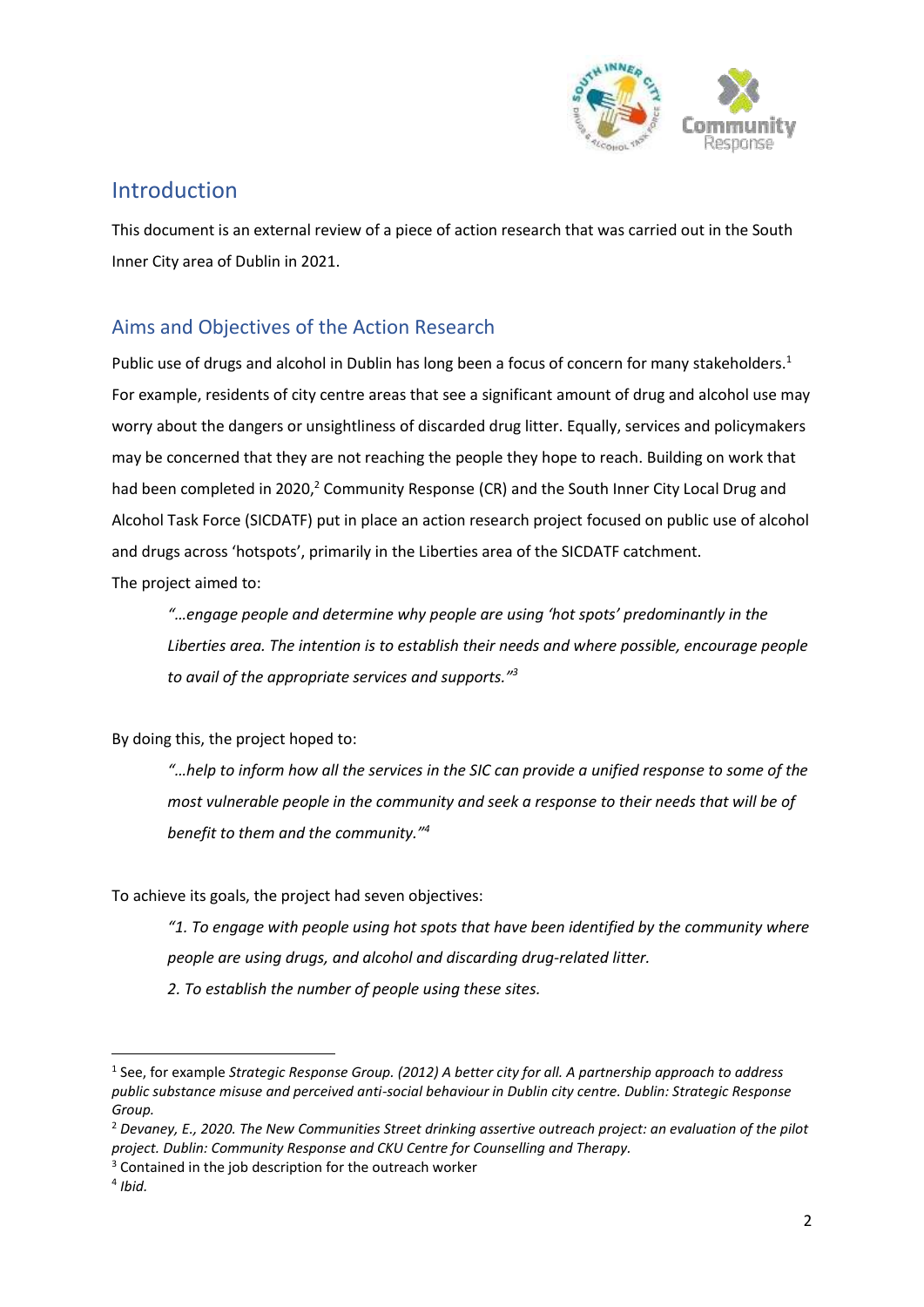## Introduction

This document is an external review of a piece of action research that was carried out in the South Inner City area of Dublin in 2021.

## Aims and Objectives of the Action Research

Public use of drugs and alcohol in Dublin has long been a focus of concern for many stakeholders.[1] For example, residents of city centre areas that see a significant amount of drug and alcohol use may worry about the dangers or unsightliness of discarded drug litter. Equally, services and policymakers may be concerned that they are not reaching the people they hope to reach. Building on work that had been completed in 2020,[2] Community Response (CR) and the South Inner City Local Drug and Alcohol Task Force (SICDATF) put in place an action research project focused on public use of alcohol and drugs across 'hotspots', primarily in the Liberties area of the SICDATF catchment.

The project aimed to:

> *"…engage people and determine why people are using 'hot spots' predominantly in the Liberties area. The intention is to establish their needs and where possible, encourage people to avail of the appropriate services and supports."*[3]

By doing this, the project hoped to:

> *"…help to inform how all the services in the SIC can provide a unified response to some of the most vulnerable people in the community and seek a response to their needs that will be of benefit to them and the community."*[4]

To achieve its goals, the project had seven objectives:

> *"1. To engage with people using hot spots that have been identified by the community where people are using drugs, and alcohol and discarding drug-related litter.*
>
> *2. To establish the number of people using these sites.*

---

[1] See, for example *Strategic Response Group. (2012) A better city for all. A partnership approach to address public substance misuse and perceived anti-social behaviour in Dublin city centre. Dublin: Strategic Response Group.*

[2] *Devaney, E., 2020. The New Communities Street drinking assertive outreach project: an evaluation of the pilot project. Dublin: Community Response and CKU Centre for Counselling and Therapy.*

[3] Contained in the job description for the outreach worker

[4] *Ibid.*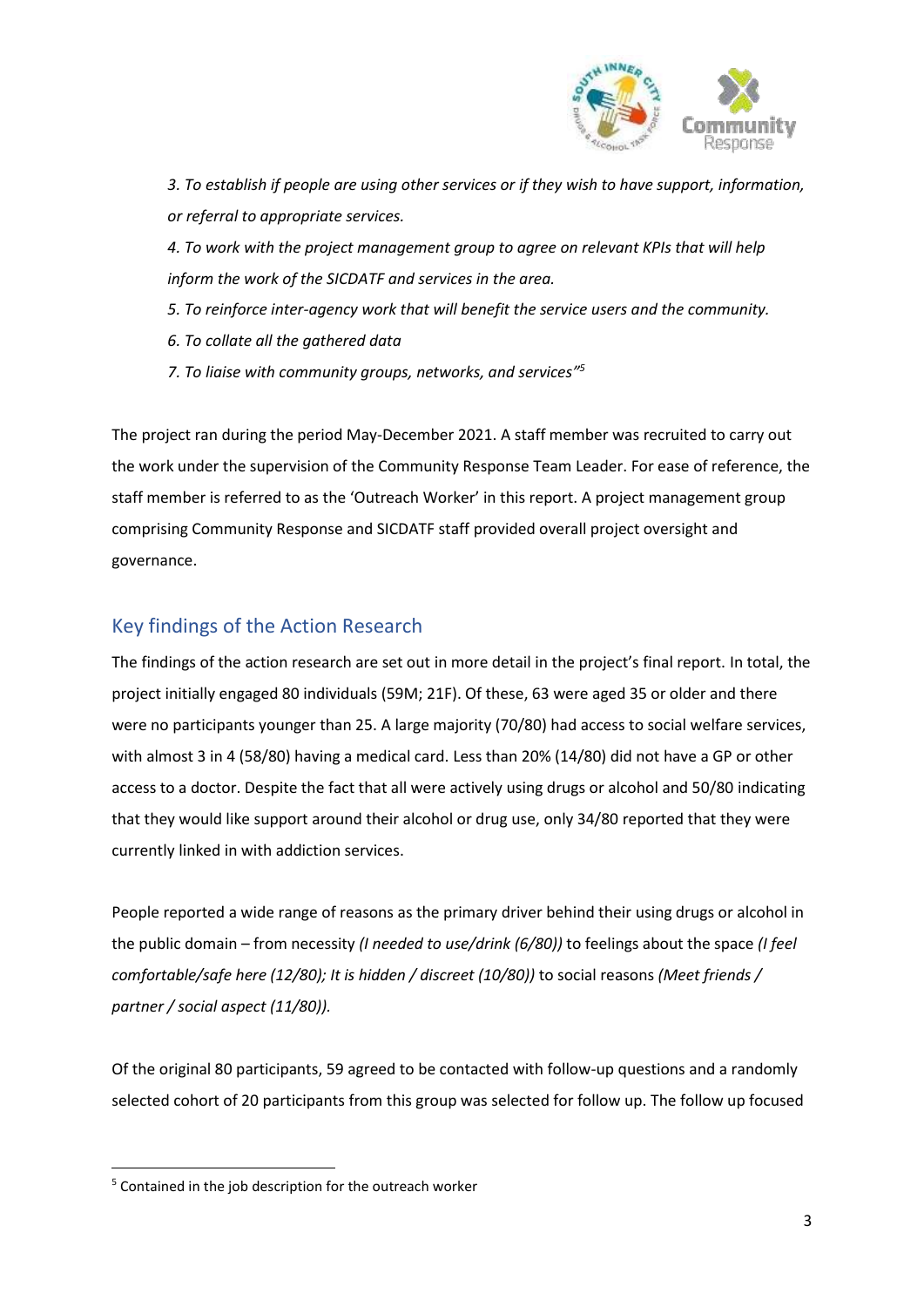*3. To establish if people are using other services or if they wish to have support, information, or referral to appropriate services.*

*4. To work with the project management group to agree on relevant KPIs that will help inform the work of the SICDATF and services in the area.*

*5. To reinforce inter-agency work that will benefit the service users and the community.*

*6. To collate all the gathered data*

*7. To liaise with community groups, networks, and services"*[5]

The project ran during the period May-December 2021. A staff member was recruited to carry out the work under the supervision of the Community Response Team Leader. For ease of reference, the staff member is referred to as the 'Outreach Worker' in this report. A project management group comprising Community Response and SICDATF staff provided overall project oversight and governance.

## Key findings of the Action Research

The findings of the action research are set out in more detail in the project's final report. In total, the project initially engaged 80 individuals (59M; 21F). Of these, 63 were aged 35 or older and there were no participants younger than 25. A large majority (70/80) had access to social welfare services, with almost 3 in 4 (58/80) having a medical card. Less than 20% (14/80) did not have a GP or other access to a doctor. Despite the fact that all were actively using drugs or alcohol and 50/80 indicating that they would like support around their alcohol or drug use, only 34/80 reported that they were currently linked in with addiction services.

People reported a wide range of reasons as the primary driver behind their using drugs or alcohol in the public domain – from necessity *(I needed to use/drink (6/80))* to feelings about the space *(I feel comfortable/safe here (12/80); It is hidden / discreet (10/80))* to social reasons *(Meet friends / partner / social aspect (11/80)).*

Of the original 80 participants, 59 agreed to be contacted with follow-up questions and a randomly selected cohort of 20 participants from this group was selected for follow up. The follow up focused

[5] Contained in the job description for the outreach worker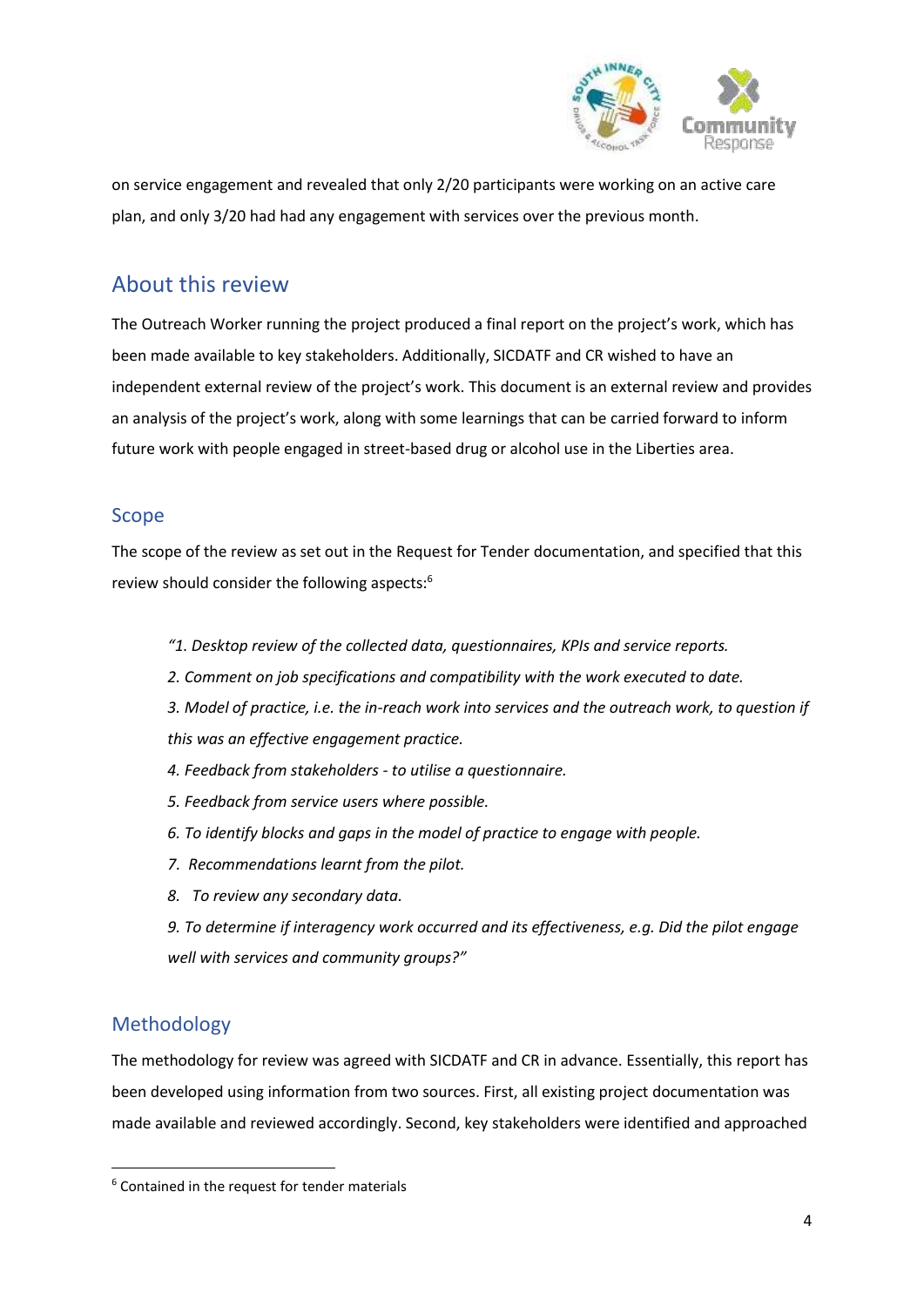on service engagement and revealed that only 2/20 participants were working on an active care plan, and only 3/20 had had any engagement with services over the previous month.

## About this review

The Outreach Worker running the project produced a final report on the project's work, which has been made available to key stakeholders. Additionally, SICDATF and CR wished to have an independent external review of the project's work. This document is an external review and provides an analysis of the project's work, along with some learnings that can be carried forward to inform future work with people engaged in street-based drug or alcohol use in the Liberties area.

### Scope

The scope of the review as set out in the Request for Tender documentation, and specified that this review should consider the following aspects:[6]

> *"1. Desktop review of the collected data, questionnaires, KPIs and service reports.*
>
> *2. Comment on job specifications and compatibility with the work executed to date.*
>
> *3. Model of practice, i.e. the in-reach work into services and the outreach work, to question if this was an effective engagement practice.*
>
> *4. Feedback from stakeholders - to utilise a questionnaire.*
>
> *5. Feedback from service users where possible.*
>
> *6. To identify blocks and gaps in the model of practice to engage with people.*
>
> *7. Recommendations learnt from the pilot.*
>
> *8. To review any secondary data.*
>
> *9. To determine if interagency work occurred and its effectiveness, e.g. Did the pilot engage well with services and community groups?"*

### Methodology

The methodology for review was agreed with SICDATF and CR in advance. Essentially, this report has been developed using information from two sources. First, all existing project documentation was made available and reviewed accordingly. Second, key stakeholders were identified and approached

---

[6] Contained in the request for tender materials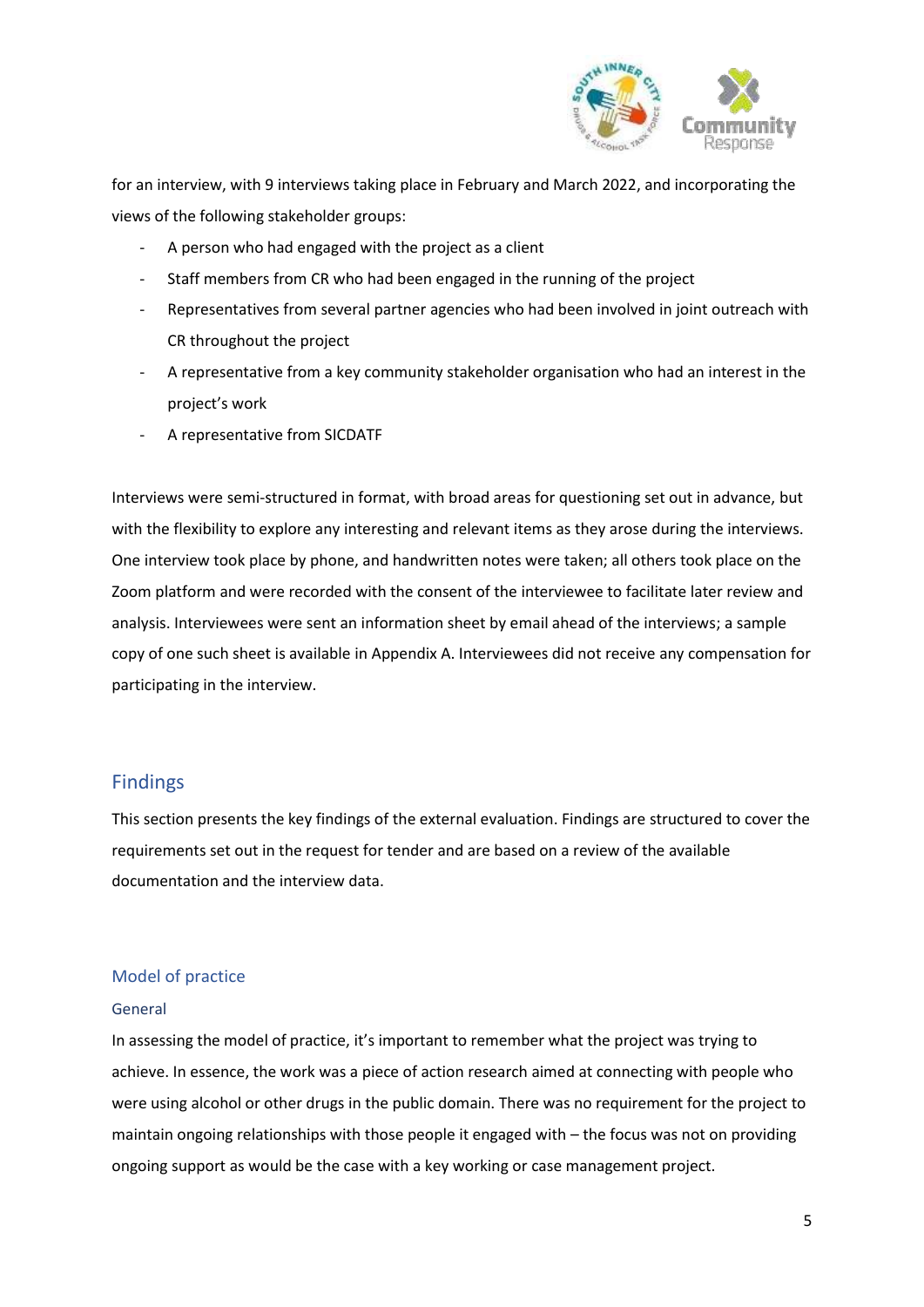for an interview, with 9 interviews taking place in February and March 2022, and incorporating the views of the following stakeholder groups:

- A person who had engaged with the project as a client
- Staff members from CR who had been engaged in the running of the project
- Representatives from several partner agencies who had been involved in joint outreach with CR throughout the project
- A representative from a key community stakeholder organisation who had an interest in the project's work
- A representative from SICDATF

Interviews were semi-structured in format, with broad areas for questioning set out in advance, but with the flexibility to explore any interesting and relevant items as they arose during the interviews. One interview took place by phone, and handwritten notes were taken; all others took place on the Zoom platform and were recorded with the consent of the interviewee to facilitate later review and analysis. Interviewees were sent an information sheet by email ahead of the interviews; a sample copy of one such sheet is available in Appendix A. Interviewees did not receive any compensation for participating in the interview.

## Findings

This section presents the key findings of the external evaluation. Findings are structured to cover the requirements set out in the request for tender and are based on a review of the available documentation and the interview data.

### Model of practice

#### General

In assessing the model of practice, it's important to remember what the project was trying to achieve. In essence, the work was a piece of action research aimed at connecting with people who were using alcohol or other drugs in the public domain. There was no requirement for the project to maintain ongoing relationships with those people it engaged with – the focus was not on providing ongoing support as would be the case with a key working or case management project.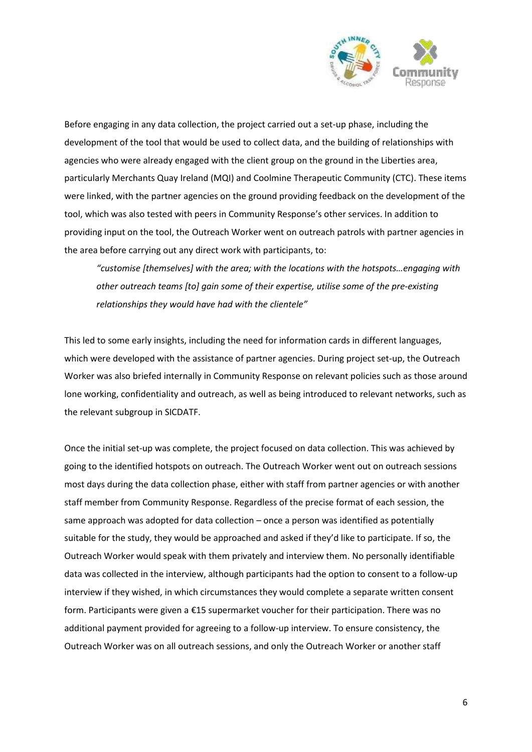Before engaging in any data collection, the project carried out a set-up phase, including the development of the tool that would be used to collect data, and the building of relationships with agencies who were already engaged with the client group on the ground in the Liberties area, particularly Merchants Quay Ireland (MQI) and Coolmine Therapeutic Community (CTC). These items were linked, with the partner agencies on the ground providing feedback on the development of the tool, which was also tested with peers in Community Response's other services. In addition to providing input on the tool, the Outreach Worker went on outreach patrols with partner agencies in the area before carrying out any direct work with participants, to:

> *"customise [themselves] with the area; with the locations with the hotspots…engaging with other outreach teams [to] gain some of their expertise, utilise some of the pre-existing relationships they would have had with the clientele"*

This led to some early insights, including the need for information cards in different languages, which were developed with the assistance of partner agencies. During project set-up, the Outreach Worker was also briefed internally in Community Response on relevant policies such as those around lone working, confidentiality and outreach, as well as being introduced to relevant networks, such as the relevant subgroup in SICDATF.

Once the initial set-up was complete, the project focused on data collection. This was achieved by going to the identified hotspots on outreach. The Outreach Worker went out on outreach sessions most days during the data collection phase, either with staff from partner agencies or with another staff member from Community Response. Regardless of the precise format of each session, the same approach was adopted for data collection – once a person was identified as potentially suitable for the study, they would be approached and asked if they'd like to participate. If so, the Outreach Worker would speak with them privately and interview them. No personally identifiable data was collected in the interview, although participants had the option to consent to a follow-up interview if they wished, in which circumstances they would complete a separate written consent form. Participants were given a €15 supermarket voucher for their participation. There was no additional payment provided for agreeing to a follow-up interview. To ensure consistency, the Outreach Worker was on all outreach sessions, and only the Outreach Worker or another staff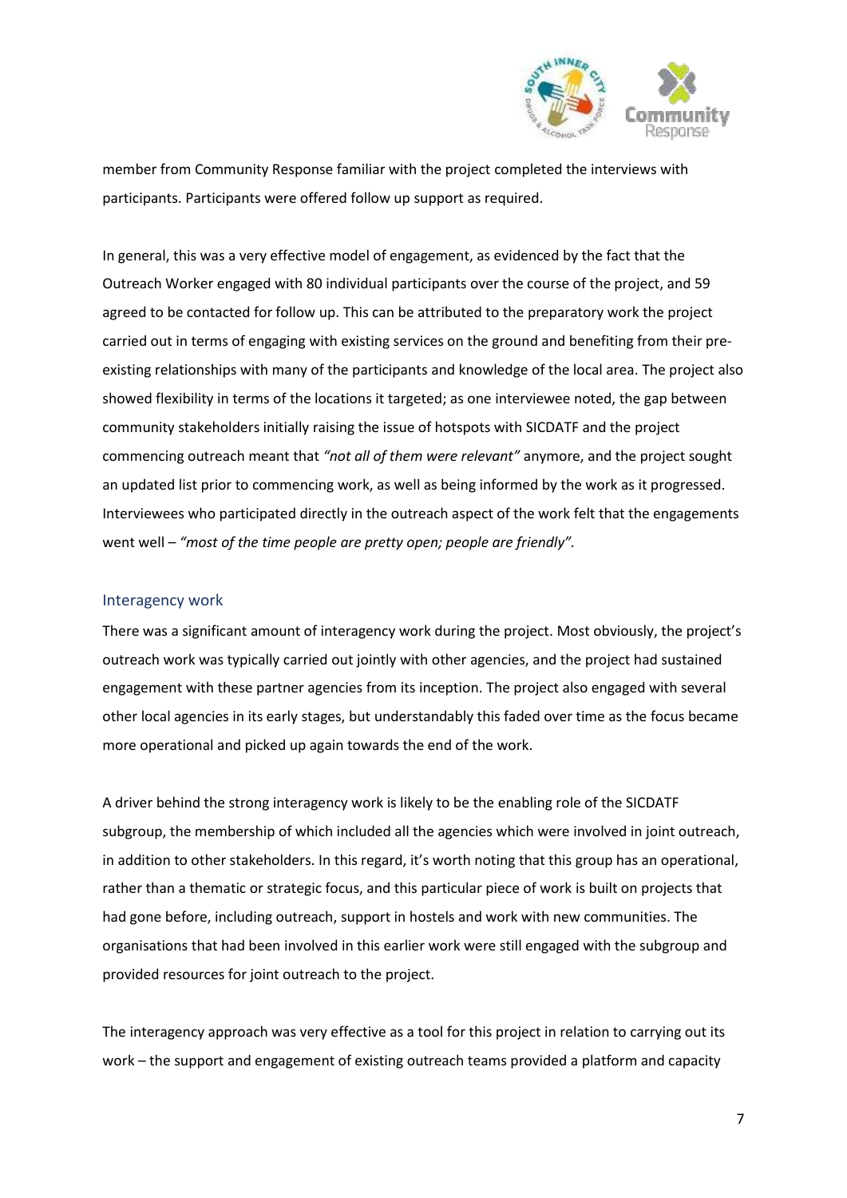member from Community Response familiar with the project completed the interviews with participants. Participants were offered follow up support as required.

In general, this was a very effective model of engagement, as evidenced by the fact that the Outreach Worker engaged with 80 individual participants over the course of the project, and 59 agreed to be contacted for follow up. This can be attributed to the preparatory work the project carried out in terms of engaging with existing services on the ground and benefiting from their pre-existing relationships with many of the participants and knowledge of the local area. The project also showed flexibility in terms of the locations it targeted; as one interviewee noted, the gap between community stakeholders initially raising the issue of hotspots with SICDATF and the project commencing outreach meant that *"not all of them were relevant"* anymore, and the project sought an updated list prior to commencing work, as well as being informed by the work as it progressed. Interviewees who participated directly in the outreach aspect of the work felt that the engagements went well – *"most of the time people are pretty open; people are friendly"*.

## Interagency work

There was a significant amount of interagency work during the project. Most obviously, the project's outreach work was typically carried out jointly with other agencies, and the project had sustained engagement with these partner agencies from its inception. The project also engaged with several other local agencies in its early stages, but understandably this faded over time as the focus became more operational and picked up again towards the end of the work.

A driver behind the strong interagency work is likely to be the enabling role of the SICDATF subgroup, the membership of which included all the agencies which were involved in joint outreach, in addition to other stakeholders. In this regard, it's worth noting that this group has an operational, rather than a thematic or strategic focus, and this particular piece of work is built on projects that had gone before, including outreach, support in hostels and work with new communities. The organisations that had been involved in this earlier work were still engaged with the subgroup and provided resources for joint outreach to the project.

The interagency approach was very effective as a tool for this project in relation to carrying out its work – the support and engagement of existing outreach teams provided a platform and capacity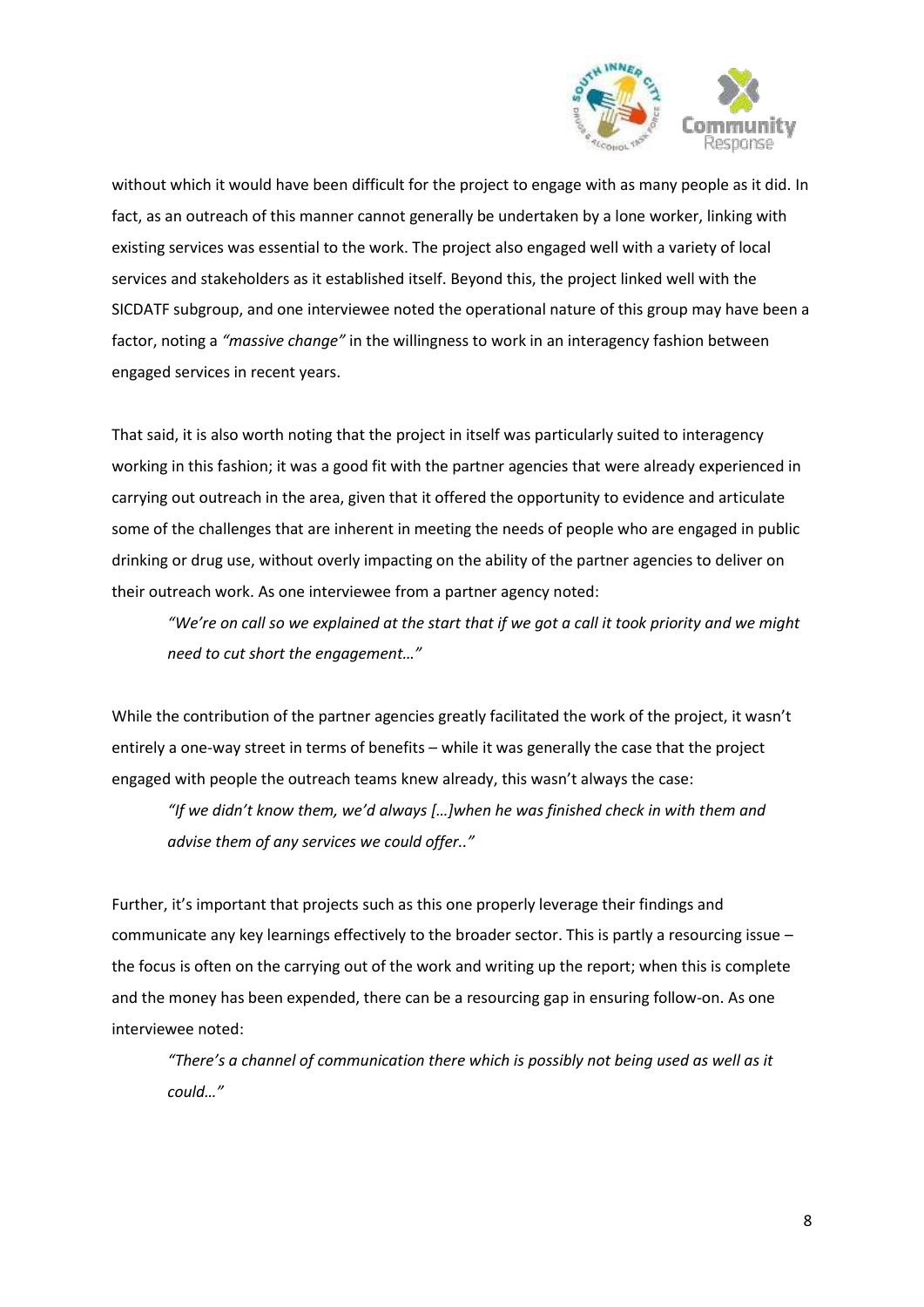without which it would have been difficult for the project to engage with as many people as it did. In fact, as an outreach of this manner cannot generally be undertaken by a lone worker, linking with existing services was essential to the work. The project also engaged well with a variety of local services and stakeholders as it established itself. Beyond this, the project linked well with the SICDATF subgroup, and one interviewee noted the operational nature of this group may have been a factor, noting a *"massive change"* in the willingness to work in an interagency fashion between engaged services in recent years.

That said, it is also worth noting that the project in itself was particularly suited to interagency working in this fashion; it was a good fit with the partner agencies that were already experienced in carrying out outreach in the area, given that it offered the opportunity to evidence and articulate some of the challenges that are inherent in meeting the needs of people who are engaged in public drinking or drug use, without overly impacting on the ability of the partner agencies to deliver on their outreach work. As one interviewee from a partner agency noted:

> *"We're on call so we explained at the start that if we got a call it took priority and we might need to cut short the engagement…"*

While the contribution of the partner agencies greatly facilitated the work of the project, it wasn't entirely a one-way street in terms of benefits – while it was generally the case that the project engaged with people the outreach teams knew already, this wasn't always the case:

> *"If we didn't know them, we'd always […]when he was finished check in with them and advise them of any services we could offer.."*

Further, it's important that projects such as this one properly leverage their findings and communicate any key learnings effectively to the broader sector. This is partly a resourcing issue – the focus is often on the carrying out of the work and writing up the report; when this is complete and the money has been expended, there can be a resourcing gap in ensuring follow-on. As one interviewee noted:

> *"There's a channel of communication there which is possibly not being used as well as it could…"*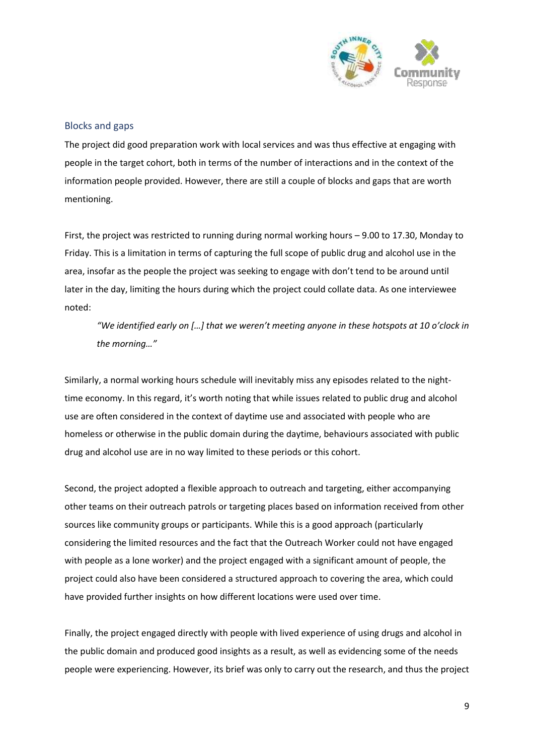## Blocks and gaps

The project did good preparation work with local services and was thus effective at engaging with people in the target cohort, both in terms of the number of interactions and in the context of the information people provided. However, there are still a couple of blocks and gaps that are worth mentioning.

First, the project was restricted to running during normal working hours – 9.00 to 17.30, Monday to Friday. This is a limitation in terms of capturing the full scope of public drug and alcohol use in the area, insofar as the people the project was seeking to engage with don't tend to be around until later in the day, limiting the hours during which the project could collate data. As one interviewee noted:

> *"We identified early on […] that we weren't meeting anyone in these hotspots at 10 o'clock in the morning…"*

Similarly, a normal working hours schedule will inevitably miss any episodes related to the night-time economy. In this regard, it's worth noting that while issues related to public drug and alcohol use are often considered in the context of daytime use and associated with people who are homeless or otherwise in the public domain during the daytime, behaviours associated with public drug and alcohol use are in no way limited to these periods or this cohort.

Second, the project adopted a flexible approach to outreach and targeting, either accompanying other teams on their outreach patrols or targeting places based on information received from other sources like community groups or participants. While this is a good approach (particularly considering the limited resources and the fact that the Outreach Worker could not have engaged with people as a lone worker) and the project engaged with a significant amount of people, the project could also have been considered a structured approach to covering the area, which could have provided further insights on how different locations were used over time.

Finally, the project engaged directly with people with lived experience of using drugs and alcohol in the public domain and produced good insights as a result, as well as evidencing some of the needs people were experiencing. However, its brief was only to carry out the research, and thus the project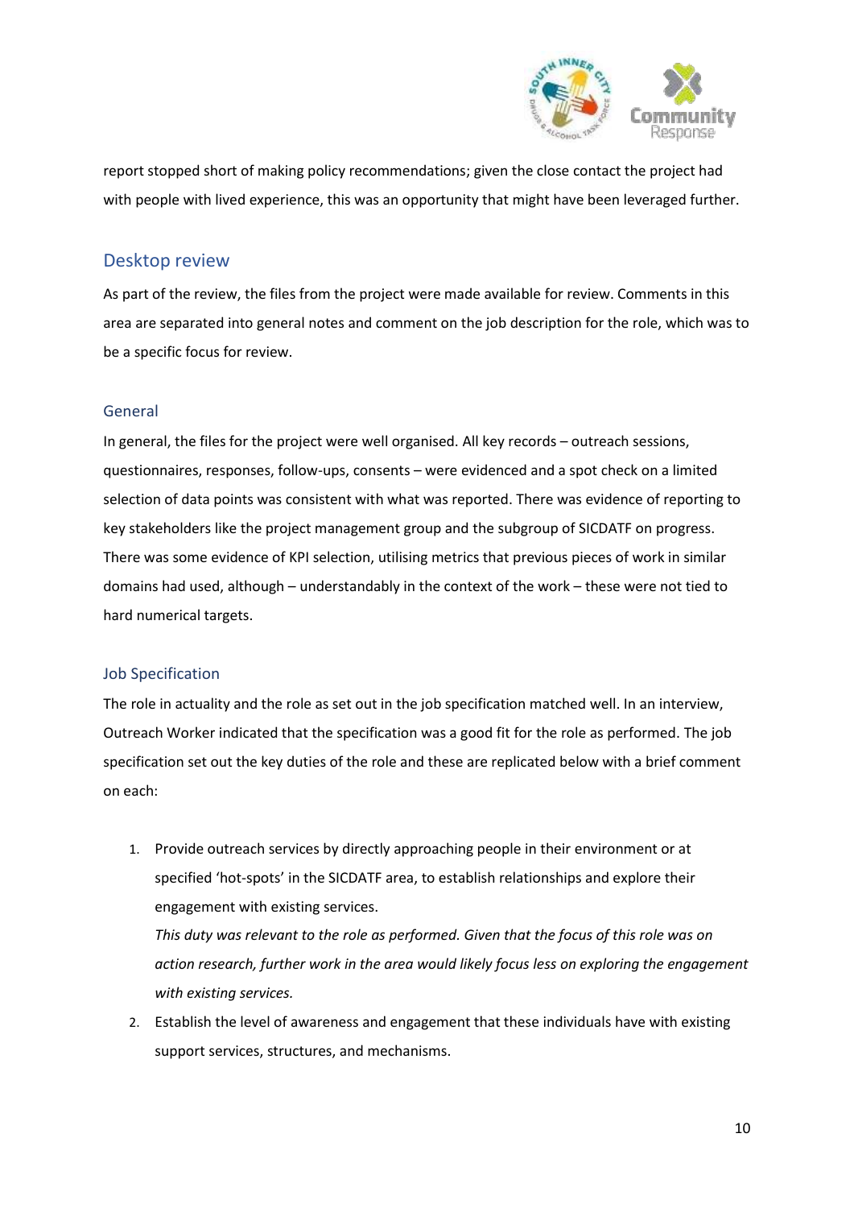report stopped short of making policy recommendations; given the close contact the project had with people with lived experience, this was an opportunity that might have been leveraged further.

## Desktop review

As part of the review, the files from the project were made available for review. Comments in this area are separated into general notes and comment on the job description for the role, which was to be a specific focus for review.

### General

In general, the files for the project were well organised. All key records – outreach sessions, questionnaires, responses, follow-ups, consents – were evidenced and a spot check on a limited selection of data points was consistent with what was reported. There was evidence of reporting to key stakeholders like the project management group and the subgroup of SICDATF on progress. There was some evidence of KPI selection, utilising metrics that previous pieces of work in similar domains had used, although – understandably in the context of the work – these were not tied to hard numerical targets.

### Job Specification

The role in actuality and the role as set out in the job specification matched well. In an interview, Outreach Worker indicated that the specification was a good fit for the role as performed. The job specification set out the key duties of the role and these are replicated below with a brief comment on each:

1. Provide outreach services by directly approaching people in their environment or at specified 'hot-spots' in the SICDATF area, to establish relationships and explore their engagement with existing services.
   *This duty was relevant to the role as performed. Given that the focus of this role was on action research, further work in the area would likely focus less on exploring the engagement with existing services.*
2. Establish the level of awareness and engagement that these individuals have with existing support services, structures, and mechanisms.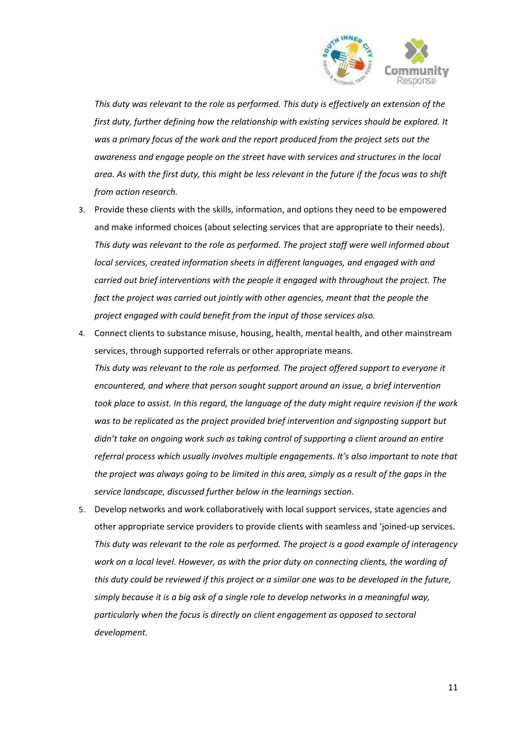*This duty was relevant to the role as performed. This duty is effectively an extension of the first duty, further defining how the relationship with existing services should be explored. It was a primary focus of the work and the report produced from the project sets out the awareness and engage people on the street have with services and structures in the local area. As with the first duty, this might be less relevant in the future if the focus was to shift from action research.*

3. Provide these clients with the skills, information, and options they need to be empowered and make informed choices (about selecting services that are appropriate to their needs).
   *This duty was relevant to the role as performed. The project staff were well informed about local services, created information sheets in different languages, and engaged with and carried out brief interventions with the people it engaged with throughout the project. The fact the project was carried out jointly with other agencies, meant that the people the project engaged with could benefit from the input of those services also.*
4. Connect clients to substance misuse, housing, health, mental health, and other mainstream services, through supported referrals or other appropriate means.
   *This duty was relevant to the role as performed. The project offered support to everyone it encountered, and where that person sought support around an issue, a brief intervention took place to assist. In this regard, the language of the duty might require revision if the work was to be replicated as the project provided brief intervention and signposting support but didn't take on ongoing work such as taking control of supporting a client around an entire referral process which usually involves multiple engagements. It's also important to note that the project was always going to be limited in this area, simply as a result of the gaps in the service landscape, discussed further below in the learnings section.*
5. Develop networks and work collaboratively with local support services, state agencies and other appropriate service providers to provide clients with seamless and 'joined-up services.
   *This duty was relevant to the role as performed. The project is a good example of interagency work on a local level. However, as with the prior duty on connecting clients, the wording of this duty could be reviewed if this project or a similar one was to be developed in the future, simply because it is a big ask of a single role to develop networks in a meaningful way, particularly when the focus is directly on client engagement as opposed to sectoral development.*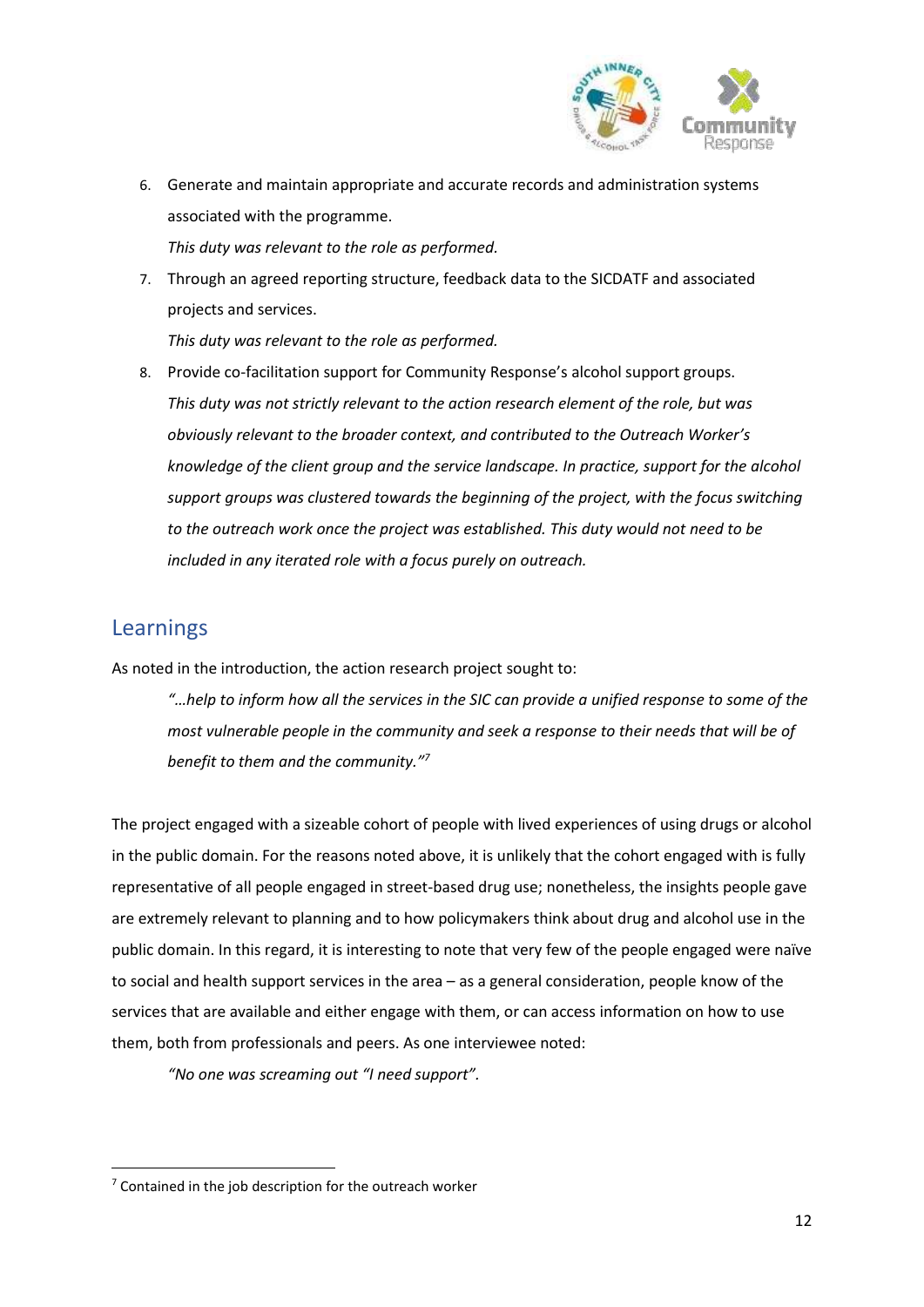6. Generate and maintain appropriate and accurate records and administration systems associated with the programme.
   *This duty was relevant to the role as performed.*
7. Through an agreed reporting structure, feedback data to the SICDATF and associated projects and services.
   *This duty was relevant to the role as performed.*
8. Provide co-facilitation support for Community Response's alcohol support groups.
   *This duty was not strictly relevant to the action research element of the role, but was obviously relevant to the broader context, and contributed to the Outreach Worker's knowledge of the client group and the service landscape. In practice, support for the alcohol support groups was clustered towards the beginning of the project, with the focus switching to the outreach work once the project was established. This duty would not need to be included in any iterated role with a focus purely on outreach.*

## Learnings

As noted in the introduction, the action research project sought to:

> *"…help to inform how all the services in the SIC can provide a unified response to some of the most vulnerable people in the community and seek a response to their needs that will be of benefit to them and the community."*[7]

The project engaged with a sizeable cohort of people with lived experiences of using drugs or alcohol in the public domain. For the reasons noted above, it is unlikely that the cohort engaged with is fully representative of all people engaged in street-based drug use; nonetheless, the insights people gave are extremely relevant to planning and to how policymakers think about drug and alcohol use in the public domain. In this regard, it is interesting to note that very few of the people engaged were naïve to social and health support services in the area – as a general consideration, people know of the services that are available and either engage with them, or can access information on how to use them, both from professionals and peers. As one interviewee noted:

> *"No one was screaming out "I need support".*

[7] Contained in the job description for the outreach worker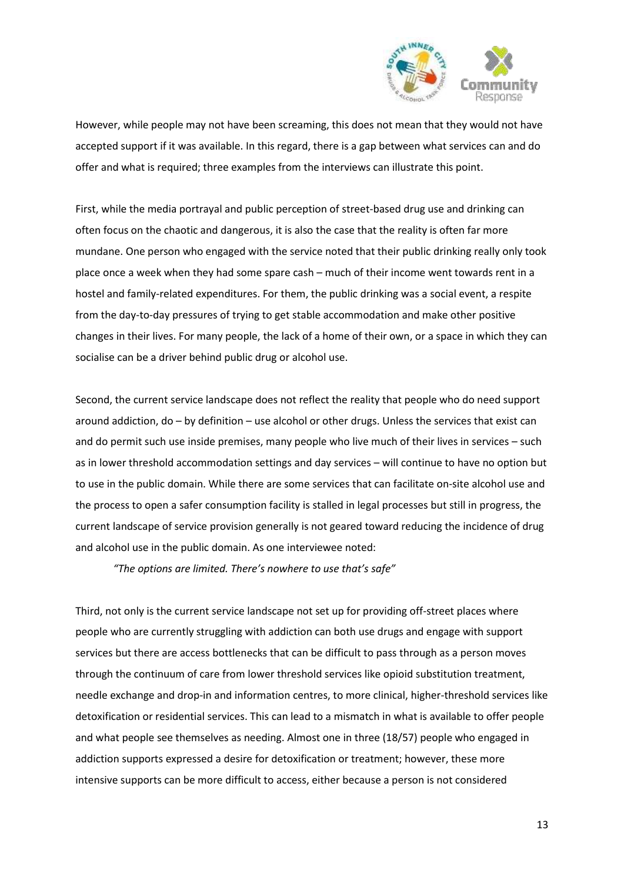However, while people may not have been screaming, this does not mean that they would not have accepted support if it was available. In this regard, there is a gap between what services can and do offer and what is required; three examples from the interviews can illustrate this point.

First, while the media portrayal and public perception of street-based drug use and drinking can often focus on the chaotic and dangerous, it is also the case that the reality is often far more mundane. One person who engaged with the service noted that their public drinking really only took place once a week when they had some spare cash – much of their income went towards rent in a hostel and family-related expenditures. For them, the public drinking was a social event, a respite from the day-to-day pressures of trying to get stable accommodation and make other positive changes in their lives. For many people, the lack of a home of their own, or a space in which they can socialise can be a driver behind public drug or alcohol use.

Second, the current service landscape does not reflect the reality that people who do need support around addiction, do – by definition – use alcohol or other drugs. Unless the services that exist can and do permit such use inside premises, many people who live much of their lives in services – such as in lower threshold accommodation settings and day services – will continue to have no option but to use in the public domain. While there are some services that can facilitate on-site alcohol use and the process to open a safer consumption facility is stalled in legal processes but still in progress, the current landscape of service provision generally is not geared toward reducing the incidence of drug and alcohol use in the public domain. As one interviewee noted:

> *"The options are limited. There's nowhere to use that's safe"*

Third, not only is the current service landscape not set up for providing off-street places where people who are currently struggling with addiction can both use drugs and engage with support services but there are access bottlenecks that can be difficult to pass through as a person moves through the continuum of care from lower threshold services like opioid substitution treatment, needle exchange and drop-in and information centres, to more clinical, higher-threshold services like detoxification or residential services. This can lead to a mismatch in what is available to offer people and what people see themselves as needing. Almost one in three (18/57) people who engaged in addiction supports expressed a desire for detoxification or treatment; however, these more intensive supports can be more difficult to access, either because a person is not considered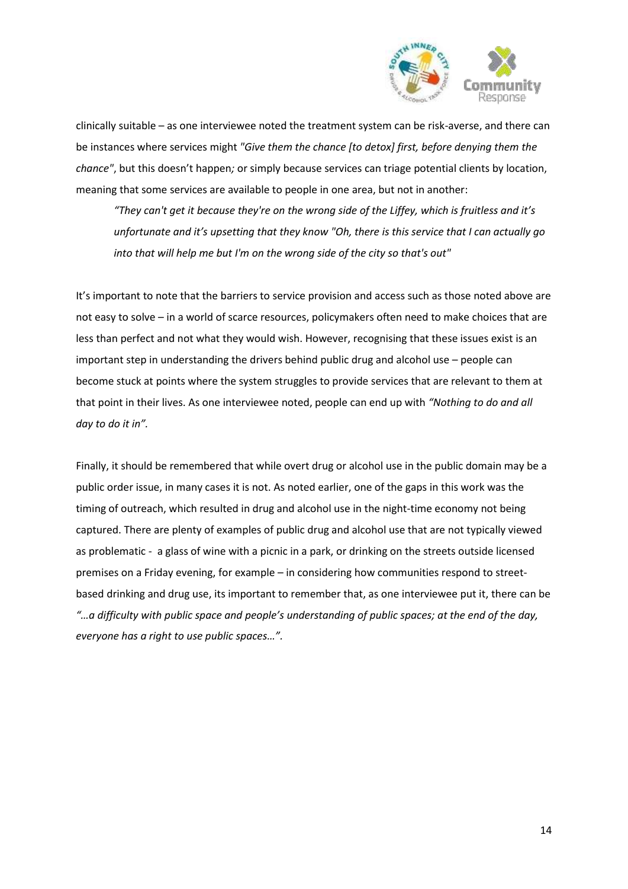clinically suitable – as one interviewee noted the treatment system can be risk-averse, and there can be instances where services might *"Give them the chance [to detox] first, before denying them the chance"*, but this doesn't happen*;* or simply because services can triage potential clients by location, meaning that some services are available to people in one area, but not in another:

> *"They can't get it because they're on the wrong side of the Liffey, which is fruitless and it's unfortunate and it's upsetting that they know "Oh, there is this service that I can actually go into that will help me but I'm on the wrong side of the city so that's out"*

It's important to note that the barriers to service provision and access such as those noted above are not easy to solve – in a world of scarce resources, policymakers often need to make choices that are less than perfect and not what they would wish. However, recognising that these issues exist is an important step in understanding the drivers behind public drug and alcohol use – people can become stuck at points where the system struggles to provide services that are relevant to them at that point in their lives. As one interviewee noted, people can end up with *"Nothing to do and all day to do it in".*

Finally, it should be remembered that while overt drug or alcohol use in the public domain may be a public order issue, in many cases it is not. As noted earlier, one of the gaps in this work was the timing of outreach, which resulted in drug and alcohol use in the night-time economy not being captured. There are plenty of examples of public drug and alcohol use that are not typically viewed as problematic - a glass of wine with a picnic in a park, or drinking on the streets outside licensed premises on a Friday evening, for example – in considering how communities respond to street-based drinking and drug use, its important to remember that, as one interviewee put it, there can be *"…a difficulty with public space and people's understanding of public spaces; at the end of the day, everyone has a right to use public spaces…".*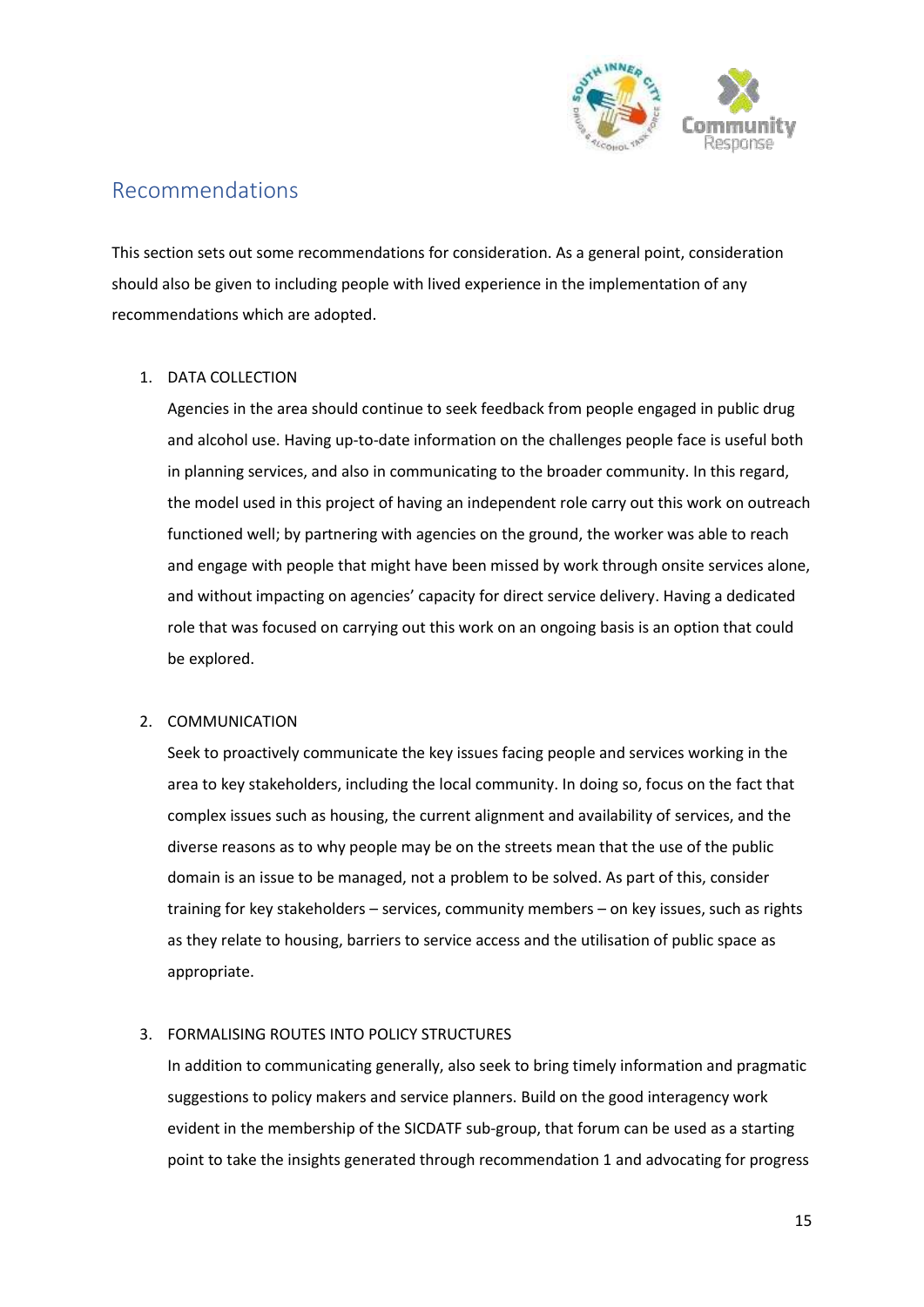## Recommendations

This section sets out some recommendations for consideration. As a general point, consideration should also be given to including people with lived experience in the implementation of any recommendations which are adopted.

1. DATA COLLECTION

   Agencies in the area should continue to seek feedback from people engaged in public drug and alcohol use. Having up-to-date information on the challenges people face is useful both in planning services, and also in communicating to the broader community. In this regard, the model used in this project of having an independent role carry out this work on outreach functioned well; by partnering with agencies on the ground, the worker was able to reach and engage with people that might have been missed by work through onsite services alone, and without impacting on agencies' capacity for direct service delivery. Having a dedicated role that was focused on carrying out this work on an ongoing basis is an option that could be explored.

2. COMMUNICATION

   Seek to proactively communicate the key issues facing people and services working in the area to key stakeholders, including the local community. In doing so, focus on the fact that complex issues such as housing, the current alignment and availability of services, and the diverse reasons as to why people may be on the streets mean that the use of the public domain is an issue to be managed, not a problem to be solved. As part of this, consider training for key stakeholders – services, community members – on key issues, such as rights as they relate to housing, barriers to service access and the utilisation of public space as appropriate.

3. FORMALISING ROUTES INTO POLICY STRUCTURES

   In addition to communicating generally, also seek to bring timely information and pragmatic suggestions to policy makers and service planners. Build on the good interagency work evident in the membership of the SICDATF sub-group, that forum can be used as a starting point to take the insights generated through recommendation 1 and advocating for progress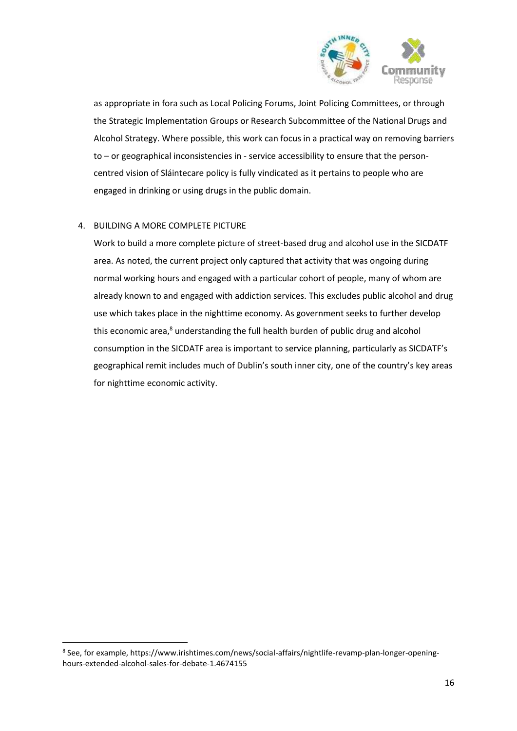as appropriate in fora such as Local Policing Forums, Joint Policing Committees, or through the Strategic Implementation Groups or Research Subcommittee of the National Drugs and Alcohol Strategy. Where possible, this work can focus in a practical way on removing barriers to – or geographical inconsistencies in - service accessibility to ensure that the person-centred vision of Sláintecare policy is fully vindicated as it pertains to people who are engaged in drinking or using drugs in the public domain.

4. BUILDING A MORE COMPLETE PICTURE

   Work to build a more complete picture of street-based drug and alcohol use in the SICDATF area. As noted, the current project only captured that activity that was ongoing during normal working hours and engaged with a particular cohort of people, many of whom are already known to and engaged with addiction services. This excludes public alcohol and drug use which takes place in the nighttime economy. As government seeks to further develop this economic area,[8] understanding the full health burden of public drug and alcohol consumption in the SICDATF area is important to service planning, particularly as SICDATF's geographical remit includes much of Dublin's south inner city, one of the country's key areas for nighttime economic activity.

[8] See, for example, https://www.irishtimes.com/news/social-affairs/nightlife-revamp-plan-longer-opening-hours-extended-alcohol-sales-for-debate-1.4674155